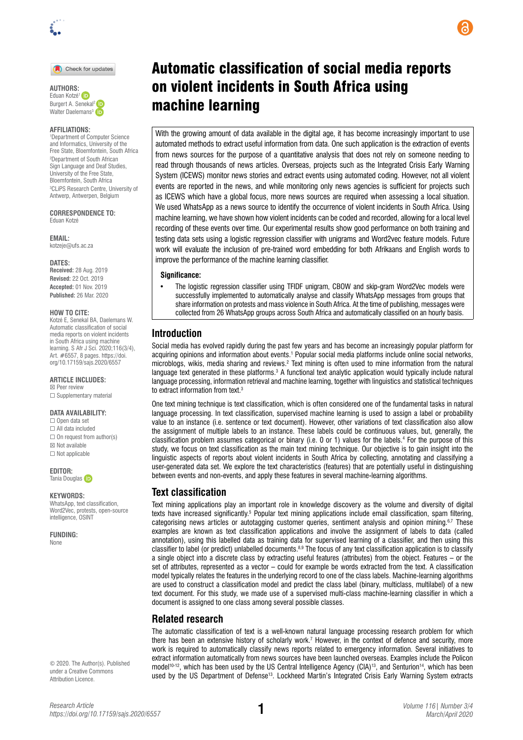# Automatic classification of social media reports on violent incidents in South Africa using machine learning

**AUTHORS:**
Eduan Kotzé[1]
Burgert A. Senekal[2]
Walter Daelemans[3]

**AFFILIATIONS:**
[1]Department of Computer Science and Informatics, University of the Free State, Bloemfontein, South Africa
[2]Department of South African Sign Language and Deaf Studies, University of the Free State, Bloemfontein, South Africa
[3]CLiPS Research Centre, University of Antwerp, Antwerpen, Belgium

**CORRESPONDENCE TO:**
Eduan Kotzé

**EMAIL:**
kotzeje@ufs.ac.za

**DATES:**
**Received:** 28 Aug. 2019
**Revised:** 22 Oct. 2019
**Accepted:** 01 Nov. 2019
**Published:** 26 Mar. 2020

**HOW TO CITE:**
Kotzé E, Senekal BA, Daelemans W. Automatic classification of social media reports on violent incidents in South Africa using machine learning. S Afr J Sci. 2020;116(3/4), Art. #6557, 8 pages. https://doi.org/10.17159/sajs.2020/6557

**ARTICLE INCLUDES:**
☒ Peer review
☐ Supplementary material

**DATA AVAILABILITY:**
☐ Open data set
☐ All data included
☐ On request from author(s)
☒ Not available
☐ Not applicable

**EDITOR:**
Tania Douglas

**KEYWORDS:**
WhatsApp, text classification, Word2Vec, protests, open-source intelligence, OSINT

**FUNDING:**
None

© 2020. The Author(s). Published under a Creative Commons Attribution Licence.

With the growing amount of data available in the digital age, it has become increasingly important to use automated methods to extract useful information from data. One such application is the extraction of events from news sources for the purpose of a quantitative analysis that does not rely on someone needing to read through thousands of news articles. Overseas, projects such as the Integrated Crisis Early Warning System (ICEWS) monitor news stories and extract events using automated coding. However, not all violent events are reported in the news, and while monitoring only news agencies is sufficient for projects such as ICEWS which have a global focus, more news sources are required when assessing a local situation. We used WhatsApp as a news source to identify the occurrence of violent incidents in South Africa. Using machine learning, we have shown how violent incidents can be coded and recorded, allowing for a local level recording of these events over time. Our experimental results show good performance on both training and testing data sets using a logistic regression classifier with unigrams and Word2vec feature models. Future work will evaluate the inclusion of pre-trained word embedding for both Afrikaans and English words to improve the performance of the machine learning classifier.

**Significance:**

- The logistic regression classifier using TFIDF unigram, CBOW and skip-gram Word2Vec models were successfully implemented to automatically analyse and classify WhatsApp messages from groups that share information on protests and mass violence in South Africa. At the time of publishing, messages were collected from 26 WhatsApp groups across South Africa and automatically classified on an hourly basis.

## Introduction

Social media has evolved rapidly during the past few years and has become an increasingly popular platform for acquiring opinions and information about events.[1] Popular social media platforms include online social networks, microblogs, wikis, media sharing and reviews.[2] Text mining is often used to mine information from the natural language text generated in these platforms.[3] A functional text analytic application would typically include natural language processing, information retrieval and machine learning, together with linguistics and statistical techniques to extract information from text.[3]

One text mining technique is text classification, which is often considered one of the fundamental tasks in natural language processing. In text classification, supervised machine learning is used to assign a label or probability value to an instance (i.e. sentence or text document). However, other variations of text classification also allow the assignment of multiple labels to an instance. These labels could be continuous values, but, generally, the classification problem assumes categorical or binary (i.e. 0 or 1) values for the labels.[4] For the purpose of this study, we focus on text classification as the main text mining technique. Our objective is to gain insight into the linguistic aspects of reports about violent incidents in South Africa by collecting, annotating and classifying a user-generated data set. We explore the text characteristics (features) that are potentially useful in distinguishing between events and non-events, and apply these features in several machine-learning algorithms.

## Text classification

Text mining applications play an important role in knowledge discovery as the volume and diversity of digital texts have increased significantly.[5] Popular text mining applications include email classification, spam filtering, categorising news articles or autotagging customer queries, sentiment analysis and opinion mining.[6,7] These examples are known as text classification applications and involve the assignment of labels to data (called annotation), using this labelled data as training data for supervised learning of a classifier, and then using this classifier to label (or predict) unlabelled documents.[8,9] The focus of any text classification application is to classify a single object into a discrete class by extracting useful features (attributes) from the object. Features – or the set of attributes, represented as a vector – could for example be words extracted from the text. A classification model typically relates the features in the underlying record to one of the class labels. Machine-learning algorithms are used to construct a classification model and predict the class label (binary, multiclass, multilabel) of a new text document. For this study, we made use of a supervised multi-class machine-learning classifier in which a document is assigned to one class among several possible classes.

## Related research

The automatic classification of text is a well-known natural language processing research problem for which there has been an extensive history of scholarly work.[7] However, in the context of defence and security, more work is required to automatically classify news reports related to emergency information. Several initiatives to extract information automatically from news sources have been launched overseas. Examples include the Policon model[10-12], which has been used by the US Central Intelligence Agency (CIA)[13], and Senturion[14], which has been used by the US Department of Defense[13]. Lockheed Martin's Integrated Crisis Early Warning System extracts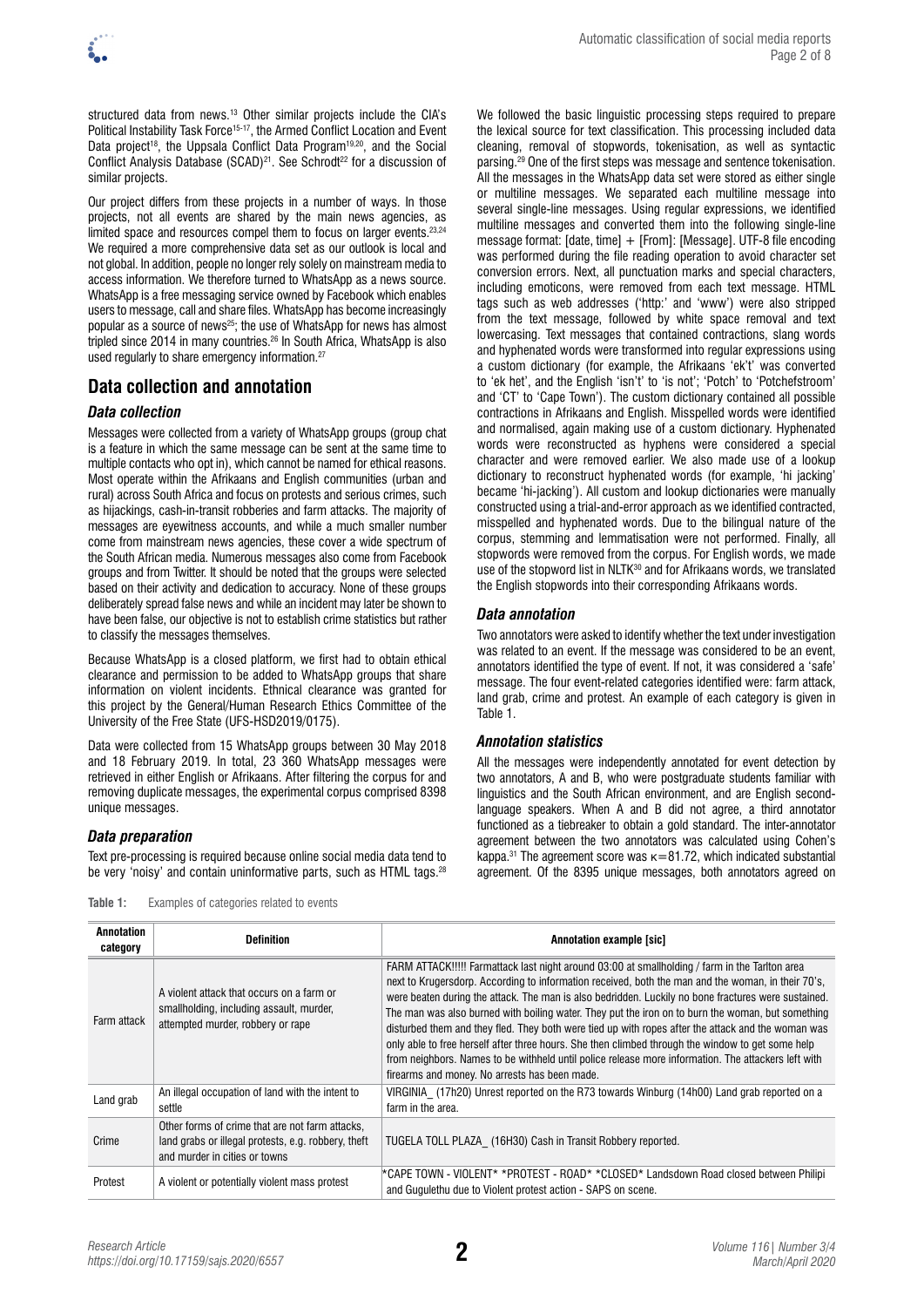structured data from news.[13] Other similar projects include the CIA's Political Instability Task Force[15-17], the Armed Conflict Location and Event Data project[18], the Uppsala Conflict Data Program[19,20], and the Social Conflict Analysis Database (SCAD)[21]. See Schrodt[22] for a discussion of similar projects.

Our project differs from these projects in a number of ways. In those projects, not all events are shared by the main news agencies, as limited space and resources compel them to focus on larger events.[23,24] We required a more comprehensive data set as our outlook is local and not global. In addition, people no longer rely solely on mainstream media to access information. We therefore turned to WhatsApp as a news source. WhatsApp is a free messaging service owned by Facebook which enables users to message, call and share files. WhatsApp has become increasingly popular as a source of news[25]; the use of WhatsApp for news has almost tripled since 2014 in many countries.[26] In South Africa, WhatsApp is also used regularly to share emergency information.[27]

## Data collection and annotation

### Data collection

Messages were collected from a variety of WhatsApp groups (group chat is a feature in which the same message can be sent at the same time to multiple contacts who opt in), which cannot be named for ethical reasons. Most operate within the Afrikaans and English communities (urban and rural) across South Africa and focus on protests and serious crimes, such as hijackings, cash-in-transit robberies and farm attacks. The majority of messages are eyewitness accounts, and while a much smaller number come from mainstream news agencies, these cover a wide spectrum of the South African media. Numerous messages also come from Facebook groups and from Twitter. It should be noted that the groups were selected based on their activity and dedication to accuracy. None of these groups deliberately spread false news and while an incident may later be shown to have been false, our objective is not to establish crime statistics but rather to classify the messages themselves.

Because WhatsApp is a closed platform, we first had to obtain ethical clearance and permission to be added to WhatsApp groups that share information on violent incidents. Ethnical clearance was granted for this project by the General/Human Research Ethics Committee of the University of the Free State (UFS-HSD2019/0175).

Data were collected from 15 WhatsApp groups between 30 May 2018 and 18 February 2019. In total, 23 360 WhatsApp messages were retrieved in either English or Afrikaans. After filtering the corpus for and removing duplicate messages, the experimental corpus comprised 8398 unique messages.

### Data preparation

Text pre-processing is required because online social media data tend to be very 'noisy' and contain uninformative parts, such as HTML tags.[28] We followed the basic linguistic processing steps required to prepare the lexical source for text classification. This processing included data cleaning, removal of stopwords, tokenisation, as well as syntactic parsing.[29] One of the first steps was message and sentence tokenisation. All the messages in the WhatsApp data set were stored as either single or multiline messages. We separated each multiline message into several single-line messages. Using regular expressions, we identified multiline messages and converted them into the following single-line message format: [date, time] + [From]: [Message]. UTF-8 file encoding was performed during the file reading operation to avoid character set conversion errors. Next, all punctuation marks and special characters, including emoticons, were removed from each text message. HTML tags such as web addresses ('http:' and 'www') were also stripped from the text message, followed by white space removal and text lowercasing. Text messages that contained contractions, slang words and hyphenated words were transformed into regular expressions using a custom dictionary (for example, the Afrikaans 'ek't' was converted to 'ek het', and the English 'isn't' to 'is not'; 'Potch' to 'Potchefstroom' and 'CT' to 'Cape Town'). The custom dictionary contained all possible contractions in Afrikaans and English. Misspelled words were identified and normalised, again making use of a custom dictionary. Hyphenated words were reconstructed as hyphens were considered a special character and were removed earlier. We also made use of a lookup dictionary to reconstruct hyphenated words (for example, 'hi jacking' became 'hi-jacking'). All custom and lookup dictionaries were manually constructed using a trial-and-error approach as we identified contracted, misspelled and hyphenated words. Due to the bilingual nature of the corpus, stemming and lemmatisation were not performed. Finally, all stopwords were removed from the corpus. For English words, we made use of the stopword list in NLTK[30] and for Afrikaans words, we translated the English stopwords into their corresponding Afrikaans words.

### Data annotation

Two annotators were asked to identify whether the text under investigation was related to an event. If the message was considered to be an event, annotators identified the type of event. If not, it was considered a 'safe' message. The four event-related categories identified were: farm attack, land grab, crime and protest. An example of each category is given in Table 1.

### Annotation statistics

All the messages were independently annotated for event detection by two annotators, A and B, who were postgraduate students familiar with linguistics and the South African environment, and are English second-language speakers. When A and B did not agree, a third annotator functioned as a tiebreaker to obtain a gold standard. The inter-annotator agreement between the two annotators was calculated using Cohen's kappa.[31] The agreement score was $\kappa$=81.72, which indicated substantial agreement. Of the 8395 unique messages, both annotators agreed on

**Table 1:** Examples of categories related to events

| Annotation category | Definition | Annotation example [sic] |
|---|---|---|
| Farm attack | A violent attack that occurs on a farm or smallholding, including assault, murder, attempted murder, robbery or rape | FARM ATTACK!!!!! Farmattack last night around 03:00 at smallholding / farm in the Tarlton area next to Krugersdorp. According to information received, both the man and the woman, in their 70's, were beaten during the attack. The man is also bedridden. Luckily no bone fractures were sustained. The man was also burned with boiling water. They put the iron on to burn the woman, but something disturbed them and they fled. They both were tied up with ropes after the attack and the woman was only able to free herself after three hours. She then climbed through the window to get some help from neighbors. Names to be withheld until police release more information. The attackers left with firearms and money. No arrests has been made. |
| Land grab | An illegal occupation of land with the intent to settle | VIRGINIA_ (17h20) Unrest reported on the R73 towards Winburg (14h00) Land grab reported on a farm in the area. |
| Crime | Other forms of crime that are not farm attacks, land grabs or illegal protests, e.g. robbery, theft and murder in cities or towns | TUGELA TOLL PLAZA_ (16H30) Cash in Transit Robbery reported. |
| Protest | A violent or potentially violent mass protest | *CAPE TOWN - VIOLENT* *PROTEST - ROAD* *CLOSED* Landsdown Road closed between Philipi and Gugulethu due to Violent protest action - SAPS on scene. |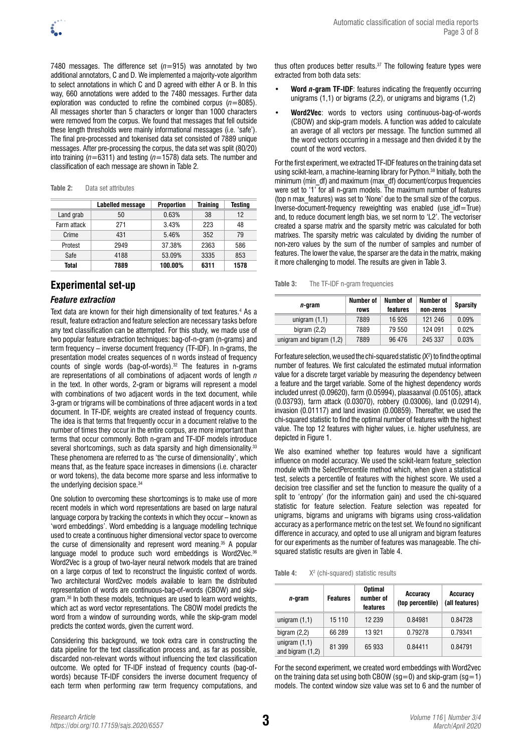7480 messages. The difference set ($n$=915) was annotated by two additional annotators, C and D. We implemented a majority-vote algorithm to select annotations in which C and D agreed with either A or B. In this way, 660 annotations were added to the 7480 messages. Further data exploration was conducted to refine the combined corpus ($n$=8085). All messages shorter than 5 characters or longer than 1000 characters were removed from the corpus. We found that messages that fell outside these length thresholds were mainly informational messages (i.e. 'safe'). The final pre-processed and tokenised data set consisted of 7889 unique messages. After pre-processing the corpus, the data set was split (80/20) into training ($n$=6311) and testing ($n$=1578) data sets. The number and classification of each message are shown in Table 2.

**Table 2:** Data set attributes

| | Labelled message | Proportion | Training | Testing |
|---|---|---|---|---|
| Land grab | 50 | 0.63% | 38 | 12 |
| Farm attack | 271 | 3.43% | 223 | 48 |
| Crime | 431 | 5.46% | 352 | 79 |
| Protest | 2949 | 37.38% | 2363 | 586 |
| Safe | 4188 | 53.09% | 3335 | 853 |
| **Total** | **7889** | **100.00%** | **6311** | **1578** |

## Experimental set-up

### *Feature extraction*

Text data are known for their high dimensionality of text features.[4] As a result, feature extraction and feature selection are necessary tasks before any text classification can be attempted. For this study, we made use of two popular feature extraction techniques: bag-of-n-gram (n-grams) and term frequency – inverse document frequency (TF-IDF). In n-grams, the presentation model creates sequences of n words instead of frequency counts of single words (bag-of-words).[32] The features in n-grams are representations of all combinations of adjacent words of length *n* in the text. In other words, 2-gram or bigrams will represent a model with combinations of two adjacent words in the text document, while 3-gram or trigrams will be combinations of three adjacent words in a text document. In TF-IDF, weights are created instead of frequency counts. The idea is that terms that frequently occur in a document relative to the number of times they occur in the entire corpus, are more important than terms that occur commonly. Both n-gram and TF-IDF models introduce several shortcomings, such as data sparsity and high dimensionality.[33] These phenomena are referred to as 'the curse of dimensionality', which means that, as the feature space increases in dimensions (i.e. character or word tokens), the data become more sparse and less informative to the underlying decision space.[34]

One solution to overcoming these shortcomings is to make use of more recent models in which word representations are based on large natural language corpora by tracking the contexts in which they occur – known as 'word embeddings'. Word embedding is a language modelling technique used to create a continuous higher dimensional vector space to overcome the curse of dimensionality and represent word meaning.[35] A popular language model to produce such word embeddings is Word2Vec.[36] Word2Vec is a group of two-layer neural network models that are trained on a large corpus of text to reconstruct the linguistic context of words. Two architectural Word2vec models available to learn the distributed representation of words are continuous-bag-of-words (CBOW) and skip-gram.[36] In both these models, techniques are used to learn word weights, which act as word vector representations. The CBOW model predicts the word from a window of surrounding words, while the skip-gram model predicts the context words, given the current word.

Considering this background, we took extra care in constructing the data pipeline for the text classification process and, as far as possible, discarded non-relevant words without influencing the text classification outcome. We opted for TF-IDF instead of frequency counts (bag-of-words) because TF-IDF considers the inverse document frequency of each term when performing raw term frequency computations, and thus often produces better results.[37] The following feature types were extracted from both data sets:

- **Word *n*-gram TF-IDF**: features indicating the frequently occurring unigrams (1,1) or bigrams (2,2), or unigrams and bigrams (1,2)
- **Word2Vec**: words to vectors using continuous-bag-of-words (CBOW) and skip-gram models. A function was added to calculate an average of all vectors per message. The function summed all the word vectors occurring in a message and then divided it by the count of the word vectors.

For the first experiment, we extracted TF-IDF features on the training data set using scikit-learn, a machine-learning library for Python.[38] Initially, both the minimum (min_df) and maximum (max_df) document/corpus frequencies were set to '1' for all n-gram models. The maximum number of features (top n max_features) was set to 'None' due to the small size of the corpus. Inverse-document-frequency reweighting was enabled (use_idf=True) and, to reduce document length bias, we set norm to 'L2'. The vectoriser created a sparse matrix and the sparsity metric was calculated for both matrixes. The sparsity metric was calculated by dividing the number of non-zero values by the sum of the number of samples and number of features. The lower the value, the sparser are the data in the matrix, making it more challenging to model. The results are given in Table 3.

**Table 3:** The TF-IDF n-gram frequencies

| *n*-gram | Number of rows | Number of features | Number of non-zeros | Sparsity |
|---|---|---|---|---|
| unigram (1,1) | 7889 | 16 926 | 121 246 | 0.09% |
| bigram (2,2) | 7889 | 79 550 | 124 091 | 0.02% |
| unigram and bigram (1,2) | 7889 | 96 476 | 245 337 | 0.03% |

For feature selection, we used the chi-squared statistic ($X^2$) to find the optimal number of features. We first calculated the estimated mutual information value for a discrete target variable by measuring the dependency between a feature and the target variable. Some of the highest dependency words included unrest (0.09620), farm (0.05994), plaasaanval (0.05105), attack (0.03793), farm attack (0.03070), robbery (0.03006), land (0.02914), invasion (0.01117) and land invasion (0.00859). Thereafter, we used the chi-squared statistic to find the optimal number of features with the highest value. The top 12 features with higher values, i.e. higher usefulness, are depicted in Figure 1.

We also examined whether top features would have a significant influence on model accuracy. We used the scikit-learn feature_selection module with the SelectPercentile method which, when given a statistical test, selects a percentile of features with the highest score. We used a decision tree classifier and set the function to measure the quality of a split to 'entropy' (for the information gain) and used the chi-squared statistic for feature selection. Feature selection was repeated for unigrams, bigrams and unigrams with bigrams using cross-validation accuracy as a performance metric on the test set. We found no significant difference in accuracy, and opted to use all unigram and bigram features for our experiments as the number of features was manageable. The chi-squared statistic results are given in Table 4.

**Table 4:** $X^2$ (chi-squared) statistic results

| *n*-gram | Features | Optimal number of features | Accuracy (top percentile) | Accuracy (all features) |
|---|---|---|---|---|
| unigram (1,1) | 15 110 | 12 239 | 0.84981 | 0.84728 |
| bigram (2,2) | 66 289 | 13 921 | 0.79278 | 0.79341 |
| unigram (1,1) and bigram (1,2) | 81 399 | 65 933 | 0.84411 | 0.84791 |

For the second experiment, we created word embeddings with Word2vec on the training data set using both CBOW (sg=0) and skip-gram (sg=1) models. The context window size value was set to 6 and the number of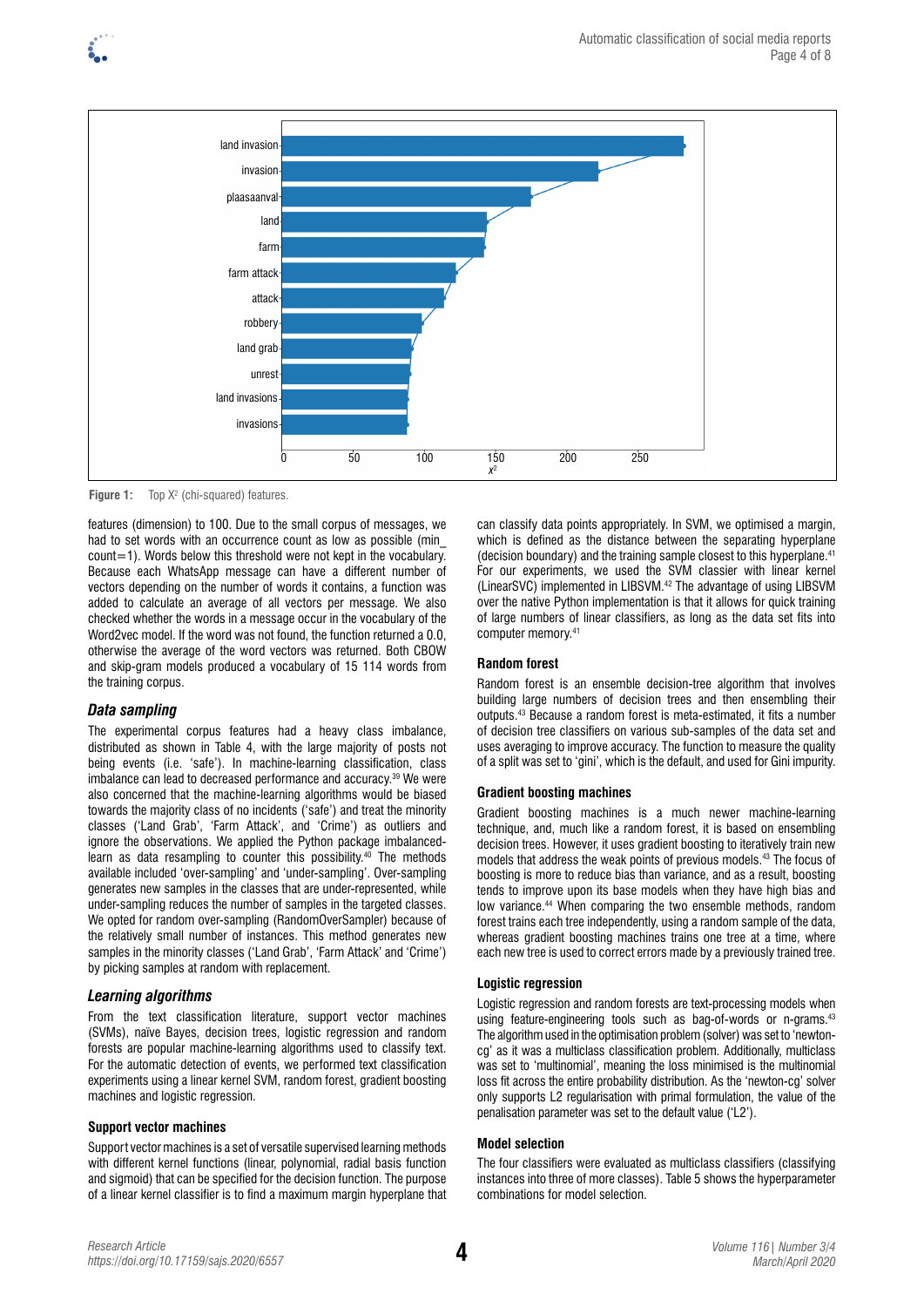Figure 1: Top $X^2$ (chi-squared) features.

features (dimension) to 100. Due to the small corpus of messages, we had to set words with an occurrence count as low as possible (min_count=1). Words below this threshold were not kept in the vocabulary. Because each WhatsApp message can have a different number of vectors depending on the number of words it contains, a function was added to calculate an average of all vectors per message. We also checked whether the words in a message occur in the vocabulary of the Word2vec model. If the word was not found, the function returned a 0.0, otherwise the average of the word vectors was returned. Both CBOW and skip-gram models produced a vocabulary of 15 114 words from the training corpus.

## *Data sampling*

The experimental corpus features had a heavy class imbalance, distributed as shown in Table 4, with the large majority of posts not being events (i.e. 'safe'). In machine-learning classification, class imbalance can lead to decreased performance and accuracy.[39] We were also concerned that the machine-learning algorithms would be biased towards the majority class of no incidents ('safe') and treat the minority classes ('Land Grab', 'Farm Attack', and 'Crime') as outliers and ignore the observations. We applied the Python package imbalanced-learn as data resampling to counter this possibility.[40] The methods available included 'over-sampling' and 'under-sampling'. Over-sampling generates new samples in the classes that are under-represented, while under-sampling reduces the number of samples in the targeted classes. We opted for random over-sampling (RandomOverSampler) because of the relatively small number of instances. This method generates new samples in the minority classes ('Land Grab', 'Farm Attack' and 'Crime') by picking samples at random with replacement.

## *Learning algorithms*

From the text classification literature, support vector machines (SVMs), naïve Bayes, decision trees, logistic regression and random forests are popular machine-learning algorithms used to classify text. For the automatic detection of events, we performed text classification experiments using a linear kernel SVM, random forest, gradient boosting machines and logistic regression.

### Support vector machines

Support vector machines is a set of versatile supervised learning methods with different kernel functions (linear, polynomial, radial basis function and sigmoid) that can be specified for the decision function. The purpose of a linear kernel classifier is to find a maximum margin hyperplane that can classify data points appropriately. In SVM, we optimised a margin, which is defined as the distance between the separating hyperplane (decision boundary) and the training sample closest to this hyperplane.[41] For our experiments, we used the SVM classier with linear kernel (LinearSVC) implemented in LIBSVM.[42] The advantage of using LIBSVM over the native Python implementation is that it allows for quick training of large numbers of linear classifiers, as long as the data set fits into computer memory.[41]

### Random forest

Random forest is an ensemble decision-tree algorithm that involves building large numbers of decision trees and then ensembling their outputs.[43] Because a random forest is meta-estimated, it fits a number of decision tree classifiers on various sub-samples of the data set and uses averaging to improve accuracy. The function to measure the quality of a split was set to 'gini', which is the default, and used for Gini impurity.

### Gradient boosting machines

Gradient boosting machines is a much newer machine-learning technique, and, much like a random forest, it is based on ensembling decision trees. However, it uses gradient boosting to iteratively train new models that address the weak points of previous models.[43] The focus of boosting is more to reduce bias than variance, and as a result, boosting tends to improve upon its base models when they have high bias and low variance.[44] When comparing the two ensemble methods, random forest trains each tree independently, using a random sample of the data, whereas gradient boosting machines trains one tree at a time, where each new tree is used to correct errors made by a previously trained tree.

### Logistic regression

Logistic regression and random forests are text-processing models when using feature-engineering tools such as bag-of-words or n-grams.[43] The algorithm used in the optimisation problem (solver) was set to 'newton-cg' as it was a multiclass classification problem. Additionally, multiclass was set to 'multinomial', meaning the loss minimised is the multinomial loss fit across the entire probability distribution. As the 'newton-cg' solver only supports L2 regularisation with primal formulation, the value of the penalisation parameter was set to the default value ('L2').

### Model selection

The four classifiers were evaluated as multiclass classifiers (classifying instances into three of more classes). Table 5 shows the hyperparameter combinations for model selection.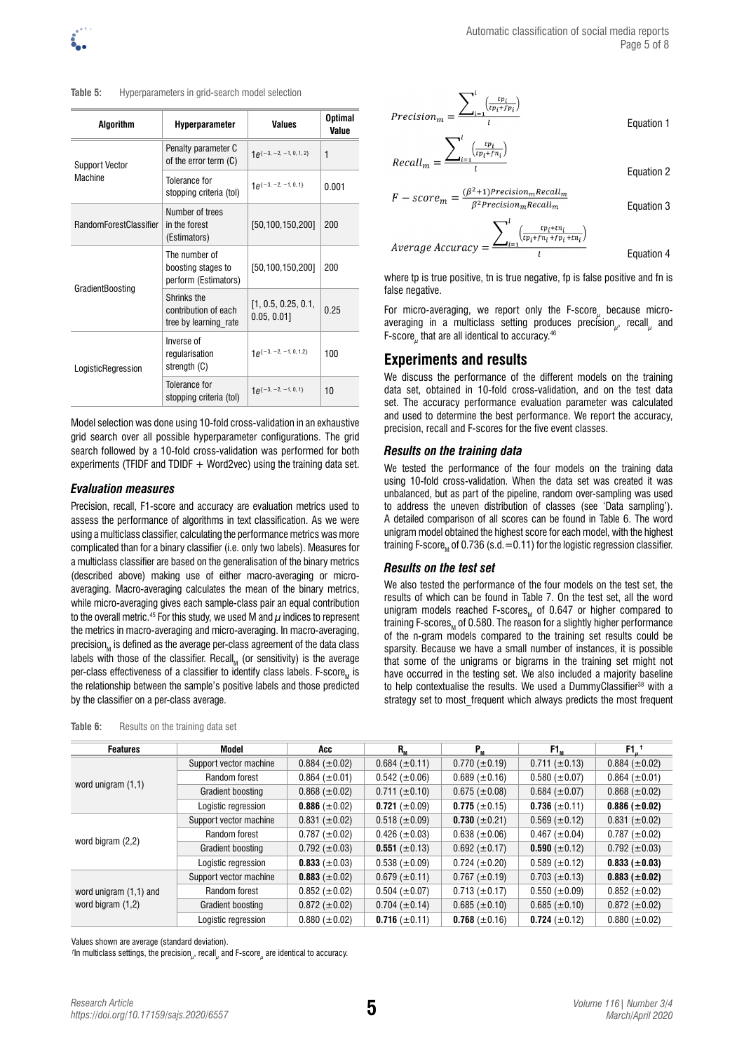**Table 5:** Hyperparameters in grid-search model selection

| Algorithm | Hyperparameter | Values | Optimal Value |
|---|---|---|---|
| Support Vector Machine | Penalty parameter C of the error term (C) | $1e^{(-3,-2,-1,0,1,2)}$ | 1 |
| | Tolerance for stopping criteria (tol) | $1e^{(-3,-2,-1,0,1)}$ | 0.001 |
| RandomForestClassifier | Number of trees in the forest (Estimators) | [50,100,150,200] | 200 |
| GradientBoosting | The number of boosting stages to perform (Estimators) | [50,100,150,200] | 200 |
| | Shrinks the contribution of each tree by learning_rate | [1, 0.5, 0.25, 0.1, 0.05, 0.01] | 0.25 |
| LogisticRegression | Inverse of regularisation strength (C) | $1e^{(-3,-2,-1,0,1,2)}$ | 100 |
| | Tolerance for stopping criteria (tol) | $1e^{(-3,-2,-1,0,1)}$ | 10 |

Model selection was done using 10-fold cross-validation in an exhaustive grid search over all possible hyperparameter configurations. The grid search followed by a 10-fold cross-validation was performed for both experiments (TFIDF and TDIDF + Word2vec) using the training data set.

### *Evaluation measures*

Precision, recall, F1-score and accuracy are evaluation metrics used to assess the performance of algorithms in text classification. As we were using a multiclass classifier, calculating the performance metrics was more complicated than for a binary classifier (i.e. only two labels). Measures for a multiclass classifier are based on the generalisation of the binary metrics (described above) making use of either macro-averaging or micro-averaging. Macro-averaging calculates the mean of the binary metrics, while micro-averaging gives each sample-class pair an equal contribution to the overall metric.[45] For this study, we used M and $\mu$ indices to represent the metrics in macro-averaging and micro-averaging. In macro-averaging, precision$_M$ is defined as the average per-class agreement of the data class labels with those of the classifier. Recall$_M$ (or sensitivity) is the average per-class effectiveness of a classifier to identify class labels. F-score$_M$ is the relationship between the sample's positive labels and those predicted by the classifier on a per-class average.

$$Precision_m = \frac{\sum_{i=1}^{l}\left(\frac{tp_i}{tp_i+fp_i}\right)}{l} \quad \text{Equation 1}$$

$$Recall_m = \frac{\sum_{i=1}^{l}\left(\frac{tp_i}{tp_i+fn_i}\right)}{l} \quad \text{Equation 2}$$

$$F-score_m = \frac{(\beta^2+1)Precision_m Recall_m}{\beta^2 Precision_m Recall_m} \quad \text{Equation 3}$$

$$Average\ Accuracy = \frac{\sum_{i=1}^{l}\left(\frac{tp_i+tn_i}{tp_i+fn_i+fp_i+tn_i}\right)}{l} \quad \text{Equation 4}$$

where tp is true positive, tn is true negative, fp is false positive and fn is false negative.

For micro-averaging, we report only the F-score$_\mu$ because micro-averaging in a multiclass setting produces precision$_\mu$, recall$_\mu$ and F-score$_\mu$ that are all identical to accuracy.[46]

## Experiments and results

We discuss the performance of the different models on the training data set, obtained in 10-fold cross-validation, and on the test data set. The accuracy performance evaluation parameter was calculated and used to determine the best performance. We report the accuracy, precision, recall and F-scores for the five event classes.

### *Results on the training data*

We tested the performance of the four models on the training data using 10-fold cross-validation. When the data set was created it was unbalanced, but as part of the pipeline, random over-sampling was used to address the uneven distribution of classes (see 'Data sampling'). A detailed comparison of all scores can be found in Table 6. The word unigram model obtained the highest score for each model, with the highest training F-score$_M$ of 0.736 (s.d.=0.11) for the logistic regression classifier.

### *Results on the test set*

We also tested the performance of the four models on the test set, the results of which can be found in Table 7. On the test set, all the word unigram models reached F-scores$_M$ of 0.647 or higher compared to training F-scores$_M$ of 0.580. The reason for a slightly higher performance of the n-gram models compared to the training set results could be sparsity. Because we have a small number of instances, it is possible that some of the unigrams or bigrams in the training set might not have occurred in the testing set. We also included a majority baseline to help contextualise the results. We used a DummyClassifier[38] with a strategy set to most_frequent which always predicts the most frequent

**Table 6:** Results on the training data set

| Features | Model | Acc | $R_M$ | $P_M$ | $F1_M$ | $F1_\mu$ † |
|---|---|---|---|---|---|---|
| word unigram (1,1) | Support vector machine | 0.884 (±0.02) | 0.684 (±0.11) | 0.770 (±0.19) | 0.711 (±0.13) | 0.884 (±0.02) |
| | Random forest | 0.864 (±0.01) | 0.542 (±0.06) | 0.689 (±0.16) | 0.580 (±0.07) | 0.864 (±0.01) |
| | Gradient boosting | 0.868 (±0.02) | 0.711 (±0.10) | 0.675 (±0.08) | 0.684 (±0.07) | 0.868 (±0.02) |
| | Logistic regression | **0.886** (±0.02) | **0.721** (±0.09) | **0.775** (±0.15) | **0.736** (±0.11) | **0.886 (±0.02)** |
| word bigram (2,2) | Support vector machine | 0.831 (±0.02) | 0.518 (±0.09) | **0.730** (±0.21) | 0.569 (±0.12) | 0.831 (±0.02) |
| | Random forest | 0.787 (±0.02) | 0.426 (±0.03) | 0.638 (±0.06) | 0.467 (±0.04) | 0.787 (±0.02) |
| | Gradient boosting | 0.792 (±0.03) | **0.551** (±0.13) | 0.692 (±0.17) | **0.590** (±0.12) | 0.792 (±0.03) |
| | Logistic regression | **0.833** (±0.03) | 0.538 (±0.09) | 0.724 (±0.20) | 0.589 (±0.12) | **0.833 (±0.03)** |
| word unigram (1,1) and word bigram (1,2) | Support vector machine | **0.883** (±0.02) | 0.679 (±0.11) | 0.767 (±0.19) | 0.703 (±0.13) | **0.883 (±0.02)** |
| | Random forest | 0.852 (±0.02) | 0.504 (±0.07) | 0.713 (±0.17) | 0.550 (±0.09) | 0.852 (±0.02) |
| | Gradient boosting | 0.872 (±0.02) | 0.704 (±0.14) | 0.685 (±0.10) | 0.685 (±0.10) | 0.872 (±0.02) |
| | Logistic regression | 0.880 (±0.02) | **0.716** (±0.11) | **0.768** (±0.16) | **0.724** (±0.12) | 0.880 (±0.02) |

Values shown are average (standard deviation).

†In multiclass settings, the precision$_\mu$, recall$_\mu$ and F-score$_\mu$ are identical to accuracy.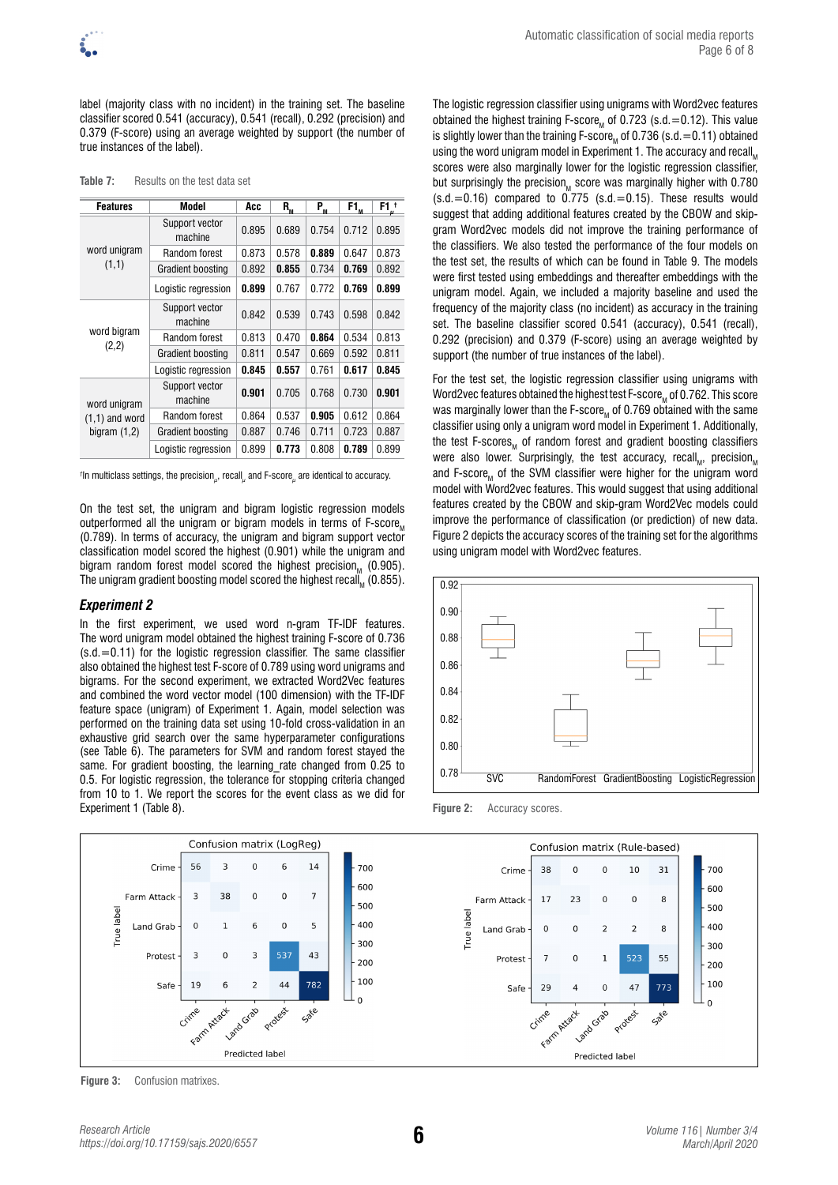label (majority class with no incident) in the training set. The baseline classifier scored 0.541 (accuracy), 0.541 (recall), 0.292 (precision) and 0.379 (F-score) using an average weighted by support (the number of true instances of the label).

**Table 7:** Results on the test data set

| Features | Model | Acc | $R_M$ | $P_M$ | $F1_M$ | $F1_\mu$ † |
|---|---|---|---|---|---|---|
| word unigram (1,1) | Support vector machine | 0.895 | 0.689 | 0.754 | 0.712 | 0.895 |
| | Random forest | 0.873 | 0.578 | **0.889** | 0.647 | 0.873 |
| | Gradient boosting | 0.892 | **0.855** | 0.734 | **0.769** | 0.892 |
| | Logistic regression | **0.899** | 0.767 | 0.772 | **0.769** | **0.899** |
| word bigram (2,2) | Support vector machine | 0.842 | 0.539 | 0.743 | 0.598 | 0.842 |
| | Random forest | 0.813 | 0.470 | **0.864** | 0.534 | 0.813 |
| | Gradient boosting | 0.811 | 0.547 | 0.669 | 0.592 | 0.811 |
| | Logistic regression | **0.845** | **0.557** | 0.761 | **0.617** | **0.845** |
| word unigram (1,1) and word bigram (1,2) | Support vector machine | **0.901** | 0.705 | 0.768 | 0.730 | **0.901** |
| | Random forest | 0.864 | 0.537 | **0.905** | 0.612 | 0.864 |
| | Gradient boosting | 0.887 | 0.746 | 0.711 | 0.723 | 0.887 |
| | Logistic regression | 0.899 | **0.773** | 0.808 | **0.789** | 0.899 |

†In multiclass settings, the precision$_\mu$, recall$_\mu$ and F-score$_\mu$ are identical to accuracy.

On the test set, the unigram and bigram logistic regression models outperformed all the unigram or bigram models in terms of F-score$_M$ (0.789). In terms of accuracy, the unigram and bigram support vector classification model scored the highest (0.901) while the unigram and bigram random forest model scored the highest precision$_M$ (0.905). The unigram gradient boosting model scored the highest recall$_M$ (0.855).

### *Experiment 2*

In the first experiment, we used word n-gram TF-IDF features. The word unigram model obtained the highest training F-score of 0.736 (s.d.=0.11) for the logistic regression classifier. The same classifier also obtained the highest test F-score of 0.789 using word unigrams and bigrams. For the second experiment, we extracted Word2Vec features and combined the word vector model (100 dimension) with the TF-IDF feature space (unigram) of Experiment 1. Again, model selection was performed on the training data set using 10-fold cross-validation in an exhaustive grid search over the same hyperparameter configurations (see Table 6). The parameters for SVM and random forest stayed the same. For gradient boosting, the learning_rate changed from 0.25 to 0.5. For logistic regression, the tolerance for stopping criteria changed from 10 to 1. We report the scores for the event class as we did for Experiment 1 (Table 8).

The logistic regression classifier using unigrams with Word2vec features obtained the highest training F-score$_M$ of 0.723 (s.d.=0.12). This value is slightly lower than the training F-score$_M$ of 0.736 (s.d.=0.11) obtained using the word unigram model in Experiment 1. The accuracy and recall$_M$ scores were also marginally lower for the logistic regression classifier, but surprisingly the precision$_M$ score was marginally higher with 0.780 (s.d.=0.16) compared to 0.775 (s.d.=0.15). These results would suggest that adding additional features created by the CBOW and skip-gram Word2vec models did not improve the training performance of the classifiers. We also tested the performance of the four models on the test set, the results of which can be found in Table 9. The models were first tested using embeddings and thereafter embeddings with the unigram model. Again, we included a majority baseline and used the frequency of the majority class (no incident) as accuracy in the training set. The baseline classifier scored 0.541 (accuracy), 0.541 (recall), 0.292 (precision) and 0.379 (F-score) using an average weighted by support (the number of true instances of the label).

For the test set, the logistic regression classifier using unigrams with Word2vec features obtained the highest test F-score$_M$ of 0.762. This score was marginally lower than the F-score$_M$ of 0.769 obtained with the same classifier using only a unigram word model in Experiment 1. Additionally, the test F-scores$_M$ of random forest and gradient boosting classifiers were also lower. Surprisingly, the test accuracy, recall$_M$, precision$_M$ and F-score$_M$ of the SVM classifier were higher for the unigram word model with Word2vec features. This would suggest that using additional features created by the CBOW and skip-gram Word2vec models could improve the performance of classification (or prediction) of new data. Figure 2 depicts the accuracy scores of the training set for the algorithms using unigram model with Word2vec features.

**Figure 2:** Accuracy scores.

**Figure 3:** Confusion matrixes.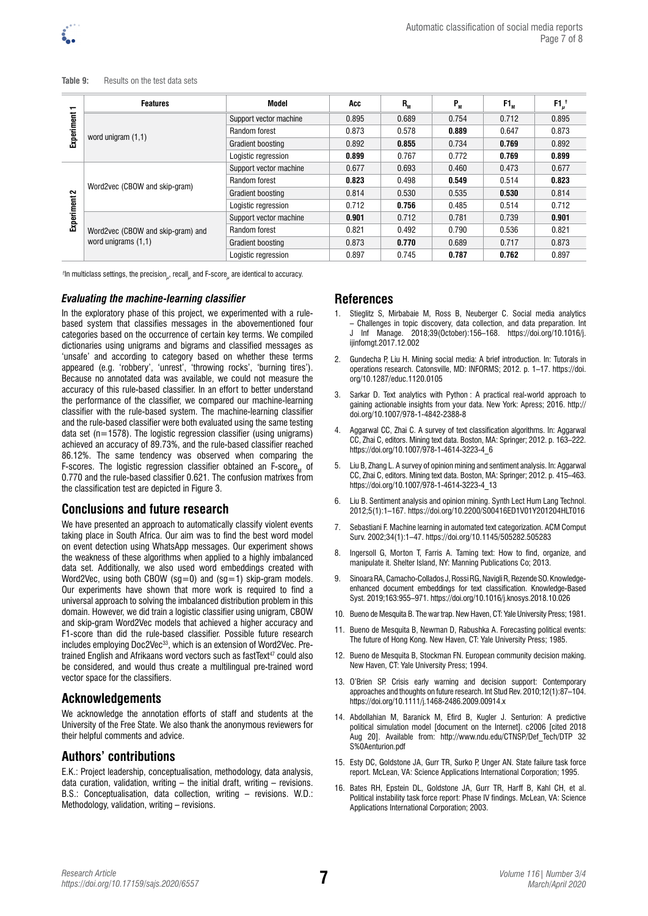**Table 9:** Results on the test data sets

| | Features | Model | Acc | $R_M$ | $P_M$ | $F1_M$ | $F1_\mu$ † |
|---|---|---|---|---|---|---|---|
| Experiment 1 | word unigram (1,1) | Support vector machine | 0.895 | 0.689 | 0.754 | 0.712 | 0.895 |
| | | Random forest | 0.873 | 0.578 | **0.889** | 0.647 | 0.873 |
| | | Gradient boosting | 0.892 | **0.855** | 0.734 | **0.769** | 0.892 |
| | | Logistic regression | **0.899** | 0.767 | 0.772 | **0.769** | **0.899** |
| Experiment 2 | Word2vec (CBOW and skip-gram) | Support vector machine | 0.677 | 0.693 | 0.460 | 0.473 | 0.677 |
| | | Random forest | **0.823** | 0.498 | **0.549** | 0.514 | **0.823** |
| | | Gradient boosting | 0.814 | 0.530 | 0.535 | **0.530** | 0.814 |
| | | Logistic regression | 0.712 | **0.756** | 0.485 | 0.514 | 0.712 |
| | Word2vec (CBOW and skip-gram) and word unigrams (1,1) | Support vector machine | **0.901** | 0.712 | 0.781 | 0.739 | **0.901** |
| | | Random forest | 0.821 | 0.492 | 0.790 | 0.536 | 0.821 |
| | | Gradient boosting | 0.873 | **0.770** | 0.689 | 0.717 | 0.873 |
| | | Logistic regression | 0.897 | 0.745 | **0.787** | **0.762** | 0.897 |

† In multiclass settings, the $\text{precision}_\mu$, $\text{recall}_\mu$ and $\text{F-score}_\mu$ are identical to accuracy.

### *Evaluating the machine-learning classifier*

In the exploratory phase of this project, we experimented with a rule-based system that classifies messages in the abovementioned four categories based on the occurrence of certain key terms. We compiled dictionaries using unigrams and bigrams and classified messages as 'unsafe' and according to category based on whether these terms appeared (e.g. 'robbery', 'unrest', 'throwing rocks', 'burning tires'). Because no annotated data was available, we could not measure the accuracy of this rule-based classifier. In an effort to better understand the performance of the classifier, we compared our machine-learning classifier with the rule-based system. The machine-learning classifier and the rule-based classifier were both evaluated using the same testing data set (n=1578). The logistic regression classifier (using unigrams) achieved an accuracy of 89.73%, and the rule-based classifier reached 86.12%. The same tendency was observed when comparing the F-scores. The logistic regression classifier obtained an $\text{F-score}_M$ of 0.770 and the rule-based classifier 0.621. The confusion matrixes from the classification test are depicted in Figure 3.

## Conclusions and future research

We have presented an approach to automatically classify violent events taking place in South Africa. Our aim was to find the best word model on event detection using WhatsApp messages. Our experiment shows the weakness of these algorithms when applied to a highly imbalanced data set. Additionally, we also used word embeddings created with Word2Vec, using both CBOW (sg=0) and (sg=1) skip-gram models. Our experiments have shown that more work is required to find a universal approach to solving the imbalanced distribution problem in this domain. However, we did train a logistic classifier using unigram, CBOW and skip-gram Word2Vec models that achieved a higher accuracy and F1-score than did the rule-based classifier. Possible future research includes employing Doc2Vec[33], which is an extension of Word2Vec. Pre-trained English and Afrikaans word vectors such as fastText[47] could also be considered, and would thus create a multilingual pre-trained word vector space for the classifiers.

## Acknowledgements

We acknowledge the annotation efforts of staff and students at the University of the Free State. We also thank the anonymous reviewers for their helpful comments and advice.

## Authors' contributions

E.K.: Project leadership, conceptualisation, methodology, data analysis, data curation, validation, writing – the initial draft, writing – revisions. B.S.: Conceptualisation, data collection, writing – revisions. W.D.: Methodology, validation, writing – revisions.

## References

1. Stieglitz S, Mirbabaie M, Ross B, Neuberger C. Social media analytics – Challenges in topic discovery, data collection, and data preparation. Int J Inf Manage. 2018;39(October):156–168. https://doi.org/10.1016/j.ijinfomgt.2017.12.002
2. Gundecha P, Liu H. Mining social media: A brief introduction. In: Tutorials in operations research. Catonsville, MD: INFORMS; 2012. p. 1–17. https://doi.org/10.1287/educ.1120.0105
3. Sarkar D. Text analytics with Python : A practical real-world approach to gaining actionable insights from your data. New York: Apress; 2016. http://doi.org/10.1007/978-1-4842-2388-8
4. Aggarwal CC, Zhai C. A survey of text classification algorithms. In: Aggarwal CC, Zhai C, editors. Mining text data. Boston, MA: Springer; 2012. p. 163–222. https://doi.org/10.1007/978-1-4614-3223-4_6
5. Liu B, Zhang L. A survey of opinion mining and sentiment analysis. In: Aggarwal CC, Zhai C, editors. Mining text data. Boston, MA: Springer; 2012. p. 415–463. https://doi.org/10.1007/978-1-4614-3223-4_13
6. Liu B. Sentiment analysis and opinion mining. Synth Lect Hum Lang Technol. 2012;5(1):1–167. https://doi.org/10.2200/S00416ED1V01Y201204HLT016
7. Sebastiani F. Machine learning in automated text categorization. ACM Comput Surv. 2002;34(1):1–47. https://doi.org/10.1145/505282.505283
8. Ingersoll G, Morton T, Farris A. Taming text: How to find, organize, and manipulate it. Shelter Island, NY: Manning Publications Co; 2013.
9. Sinoara RA, Camacho-Collados J, Rossi RG, Navigli R, Rezende SO. Knowledge-enhanced document embeddings for text classification. Knowledge-Based Syst. 2019;163:955–971. https://doi.org/10.1016/j.knosys.2018.10.026
10. Bueno de Mesquita B. The war trap. New Haven, CT: Yale University Press; 1981.
11. Bueno de Mesquita B, Newman D, Rabushka A. Forecasting political events: The future of Hong Kong. New Haven, CT: Yale University Press; 1985.
12. Bueno de Mesquita B, Stockman FN. European community decision making. New Haven, CT: Yale University Press; 1994.
13. O'Brien SP. Crisis early warning and decision support: Contemporary approaches and thoughts on future research. Int Stud Rev. 2010;12(1):87–104. https://doi.org/10.1111/j.1468-2486.2009.00914.x
14. Abdollahian M, Baranick M, Efird B, Kugler J. Senturion: A predictive political simulation model [document on the Internet]. c2006 [cited 2018 Aug 20]. Available from: http://www.ndu.edu/CTNSP/Def_Tech/DTP 32 S%0Aenturion.pdf
15. Esty DC, Goldstone JA, Gurr TR, Surko P, Unger AN. State failure task force report. McLean, VA: Science Applications International Corporation; 1995.
16. Bates RH, Epstein DL, Goldstone JA, Gurr TR, Harff B, Kahl CH, et al. Political instability task force report: Phase IV findings. McLean, VA: Science Applications International Corporation; 2003.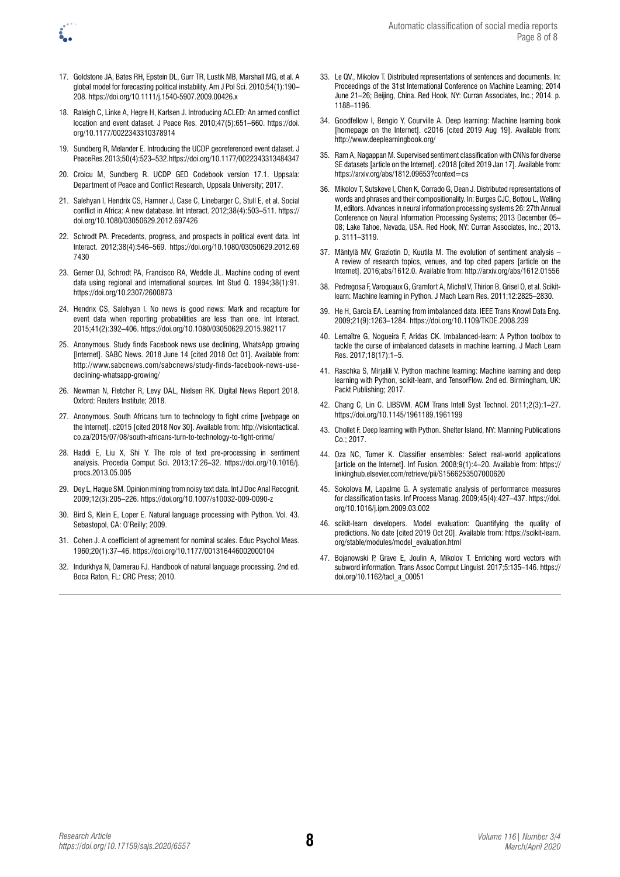17. Goldstone JA, Bates RH, Epstein DL, Gurr TR, Lustik MB, Marshall MG, et al. A global model for forecasting political instability. Am J Pol Sci. 2010;54(1):190–208. https://doi.org/10.1111/j.1540-5907.2009.00426.x

18. Raleigh C, Linke A, Hegre H, Karlsen J. Introducing ACLED: An armed conflict location and event dataset. J Peace Res. 2010;47(5):651–660. https://doi.org/10.1177/0022343310378914

19. Sundberg R, Melander E. Introducing the UCDP georeferenced event dataset. J PeaceRes.2013;50(4):523–532.https://doi.org/10.1177/0022343313484347

20. Croicu M, Sundberg R. UCDP GED Codebook version 17.1. Uppsala: Department of Peace and Conflict Research, Uppsala University; 2017.

21. Salehyan I, Hendrix CS, Hamner J, Case C, Linebarger C, Stull E, et al. Social conflict in Africa: A new database. Int Interact. 2012;38(4):503–511. https://doi.org/10.1080/03050629.2012.697426

22. Schrodt PA. Precedents, progress, and prospects in political event data. Int Interact. 2012;38(4):546–569. https://doi.org/10.1080/03050629.2012.697430

23. Gerner DJ, Schrodt PA, Francisco RA, Weddle JL. Machine coding of event data using regional and international sources. Int Stud Q. 1994;38(1):91. https://doi.org/10.2307/2600873

24. Hendrix CS, Salehyan I. No news is good news: Mark and recapture for event data when reporting probabilities are less than one. Int Interact. 2015;41(2):392–406. https://doi.org/10.1080/03050629.2015.982117

25. Anonymous. Study finds Facebook news use declining, WhatsApp growing [Internet]. SABC News. 2018 June 14 [cited 2018 Oct 01]. Available from: http://www.sabcnews.com/sabcnews/study-finds-facebook-news-use-declining-whatsapp-growing/

26. Newman N, Fletcher R, Levy DAL, Nielsen RK. Digital News Report 2018. Oxford: Reuters Institute; 2018.

27. Anonymous. South Africans turn to technology to fight crime [webpage on the Internet]. c2015 [cited 2018 Nov 30]. Available from: http://visiontactical.co.za/2015/07/08/south-africans-turn-to-technology-to-fight-crime/

28. Haddi E, Liu X, Shi Y. The role of text pre-processing in sentiment analysis. Procedia Comput Sci. 2013;17:26–32. https://doi.org/10.1016/j.procs.2013.05.005

29. Dey L, Haque SM. Opinion mining from noisy text data. Int J Doc Anal Recognit. 2009;12(3):205–226. https://doi.org/10.1007/s10032-009-0090-z

30. Bird S, Klein E, Loper E. Natural language processing with Python. Vol. 43. Sebastopol, CA: O'Reilly; 2009.

31. Cohen J. A coefficient of agreement for nominal scales. Educ Psychol Meas. 1960;20(1):37–46. https://doi.org/10.1177/001316446002000104

32. Indurkhya N, Damerau FJ. Handbook of natural language processing. 2nd ed. Boca Raton, FL: CRC Press; 2010.

33. Le QV., Mikolov T. Distributed representations of sentences and documents. In: Proceedings of the 31st International Conference on Machine Learning; 2014 June 21–26; Beijing, China. Red Hook, NY: Curran Associates, Inc.; 2014. p. 1188–1196.

34. Goodfellow I, Bengio Y, Courville A. Deep learning: Machine learning book [homepage on the Internet]. c2016 [cited 2019 Aug 19]. Available from: http://www.deeplearningbook.org/

35. Ram A, Nagappan M. Supervised sentiment classification with CNNs for diverse SE datasets [article on the Internet]. c2018 [cited 2019 Jan 17]. Available from: https://arxiv.org/abs/1812.09653?context=cs

36. Mikolov T, Sutskeve I, Chen K, Corrado G, Dean J. Distributed representations of words and phrases and their compositionality. In: Burges CJC, Bottou L, Welling M, editors. Advances in neural information processing systems 26: 27th Annual Conference on Neural Information Processing Systems; 2013 December 05–08; Lake Tahoe, Nevada, USA. Red Hook, NY: Curran Associates, Inc.; 2013. p. 3111–3119.

37. Mäntylä MV, Graziotin D, Kuutila M. The evolution of sentiment analysis – A review of research topics, venues, and top cited papers [article on the Internet]. 2016;abs/1612.0. Available from: http://arxiv.org/abs/1612.01556

38. Pedregosa F, Varoquaux G, Gramfort A, Michel V, Thirion B, Grisel O, et al. Scikit-learn: Machine learning in Python. J Mach Learn Res. 2011;12:2825–2830.

39. He H, Garcia EA. Learning from imbalanced data. IEEE Trans Knowl Data Eng. 2009;21(9):1263–1284. https://doi.org/10.1109/TKDE.2008.239

40. Lemaître G, Nogueira F, Aridas CK. Imbalanced-learn: A Python toolbox to tackle the curse of imbalanced datasets in machine learning. J Mach Learn Res. 2017;18(17):1–5.

41. Raschka S, Mirjalili V. Python machine learning: Machine learning and deep learning with Python, scikit-learn, and TensorFlow. 2nd ed. Birmingham, UK: Packt Publishing; 2017.

42. Chang C, Lin C. LIBSVM. ACM Trans Intell Syst Technol. 2011;2(3):1–27. https://doi.org/10.1145/1961189.1961199

43. Chollet F. Deep learning with Python. Shelter Island, NY: Manning Publications Co.; 2017.

44. Oza NC, Tumer K. Classifier ensembles: Select real-world applications [article on the Internet]. Inf Fusion. 2008;9(1):4–20. Available from: https://linkinghub.elsevier.com/retrieve/pii/S1566253507000620

45. Sokolova M, Lapalme G. A systematic analysis of performance measures for classification tasks. Inf Process Manag. 2009;45(4):427–437. https://doi.org/10.1016/j.ipm.2009.03.002

46. scikit-learn developers. Model evaluation: Quantifying the quality of predictions. No date [cited 2019 Oct 20]. Available from: https://scikit-learn.org/stable/modules/model_evaluation.html

47. Bojanowski P, Grave E, Joulin A, Mikolov T. Enriching word vectors with subword information. Trans Assoc Comput Linguist. 2017;5:135–146. https://doi.org/10.1162/tacl_a_00051